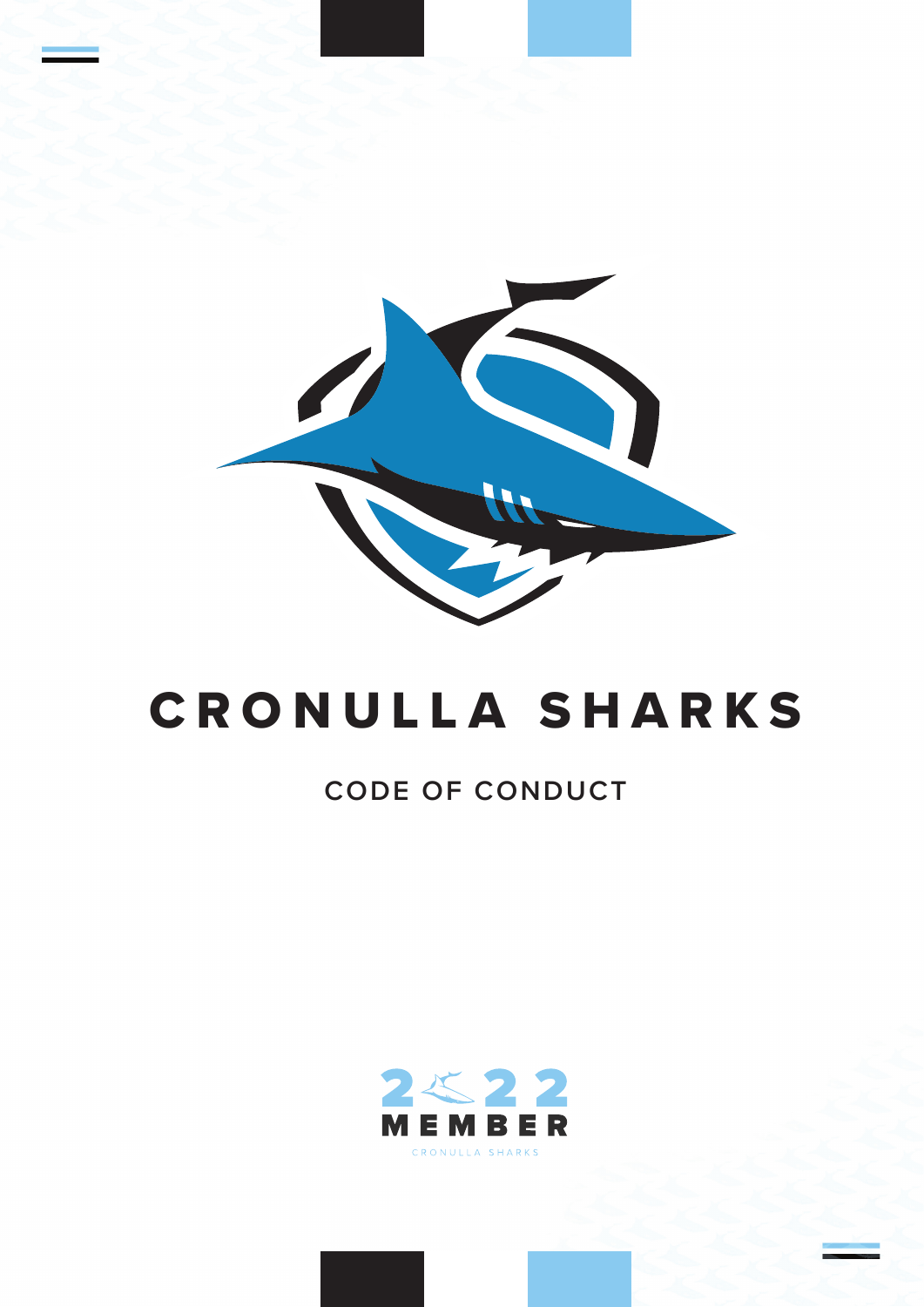# CRONULLA SHARKS

## CODE OF CONDUCT

2022
MEMBER
CRONULLA SHARKS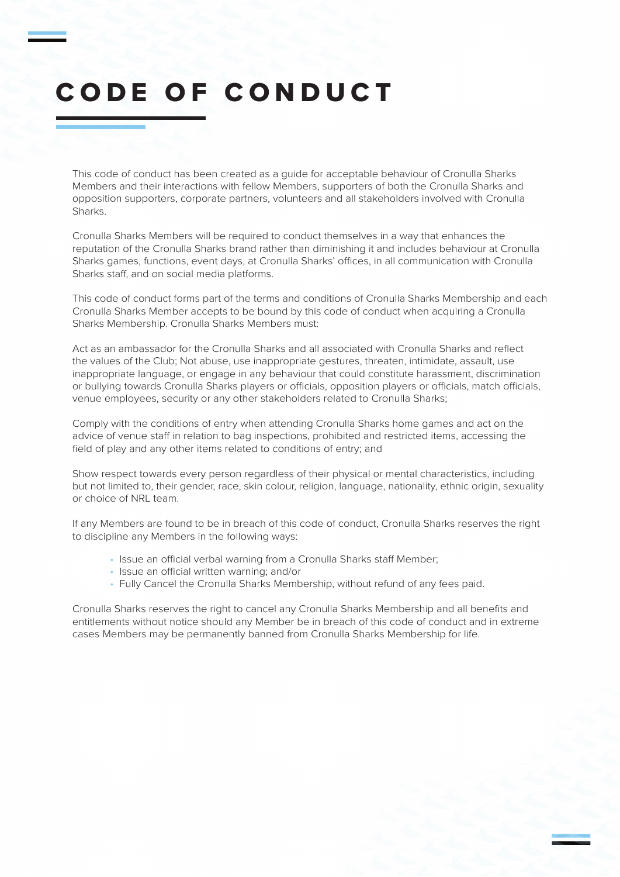# CODE OF CONDUCT

This code of conduct has been created as a guide for acceptable behaviour of Cronulla Sharks Members and their interactions with fellow Members, supporters of both the Cronulla Sharks and opposition supporters, corporate partners, volunteers and all stakeholders involved with Cronulla Sharks.

Cronulla Sharks Members will be required to conduct themselves in a way that enhances the reputation of the Cronulla Sharks brand rather than diminishing it and includes behaviour at Cronulla Sharks games, functions, event days, at Cronulla Sharks' offices, in all communication with Cronulla Sharks staff, and on social media platforms.

This code of conduct forms part of the terms and conditions of Cronulla Sharks Membership and each Cronulla Sharks Member accepts to be bound by this code of conduct when acquiring a Cronulla Sharks Membership. Cronulla Sharks Members must:

Act as an ambassador for the Cronulla Sharks and all associated with Cronulla Sharks and reflect the values of the Club; Not abuse, use inappropriate gestures, threaten, intimidate, assault, use inappropriate language, or engage in any behaviour that could constitute harassment, discrimination or bullying towards Cronulla Sharks players or officials, opposition players or officials, match officials, venue employees, security or any other stakeholders related to Cronulla Sharks;

Comply with the conditions of entry when attending Cronulla Sharks home games and act on the advice of venue staff in relation to bag inspections, prohibited and restricted items, accessing the field of play and any other items related to conditions of entry; and

Show respect towards every person regardless of their physical or mental characteristics, including but not limited to, their gender, race, skin colour, religion, language, nationality, ethnic origin, sexuality or choice of NRL team.

If any Members are found to be in breach of this code of conduct, Cronulla Sharks reserves the right to discipline any Members in the following ways:

- Issue an official verbal warning from a Cronulla Sharks staff Member;
- Issue an official written warning; and/or
- Fully Cancel the Cronulla Sharks Membership, without refund of any fees paid.

Cronulla Sharks reserves the right to cancel any Cronulla Sharks Membership and all benefits and entitlements without notice should any Member be in breach of this code of conduct and in extreme cases Members may be permanently banned from Cronulla Sharks Membership for life.